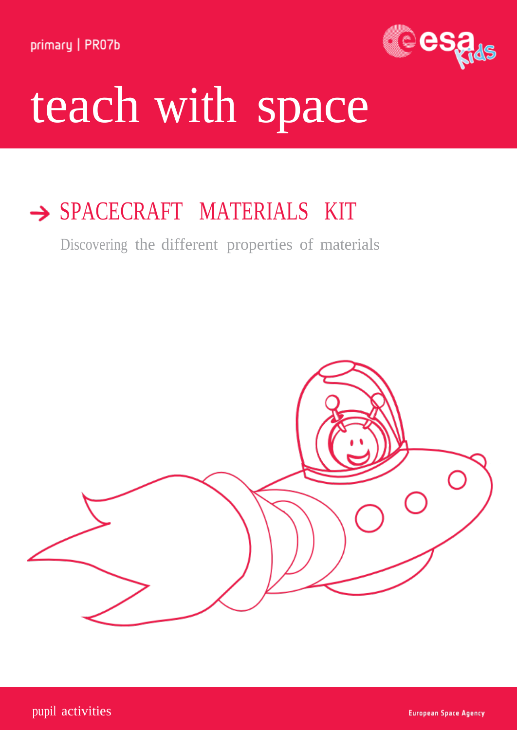primary | PR07b

# teach with space

## → SPACECRAFT MATERIALS KIT

Discovering the different properties of materials

pupil activities

European Space Agency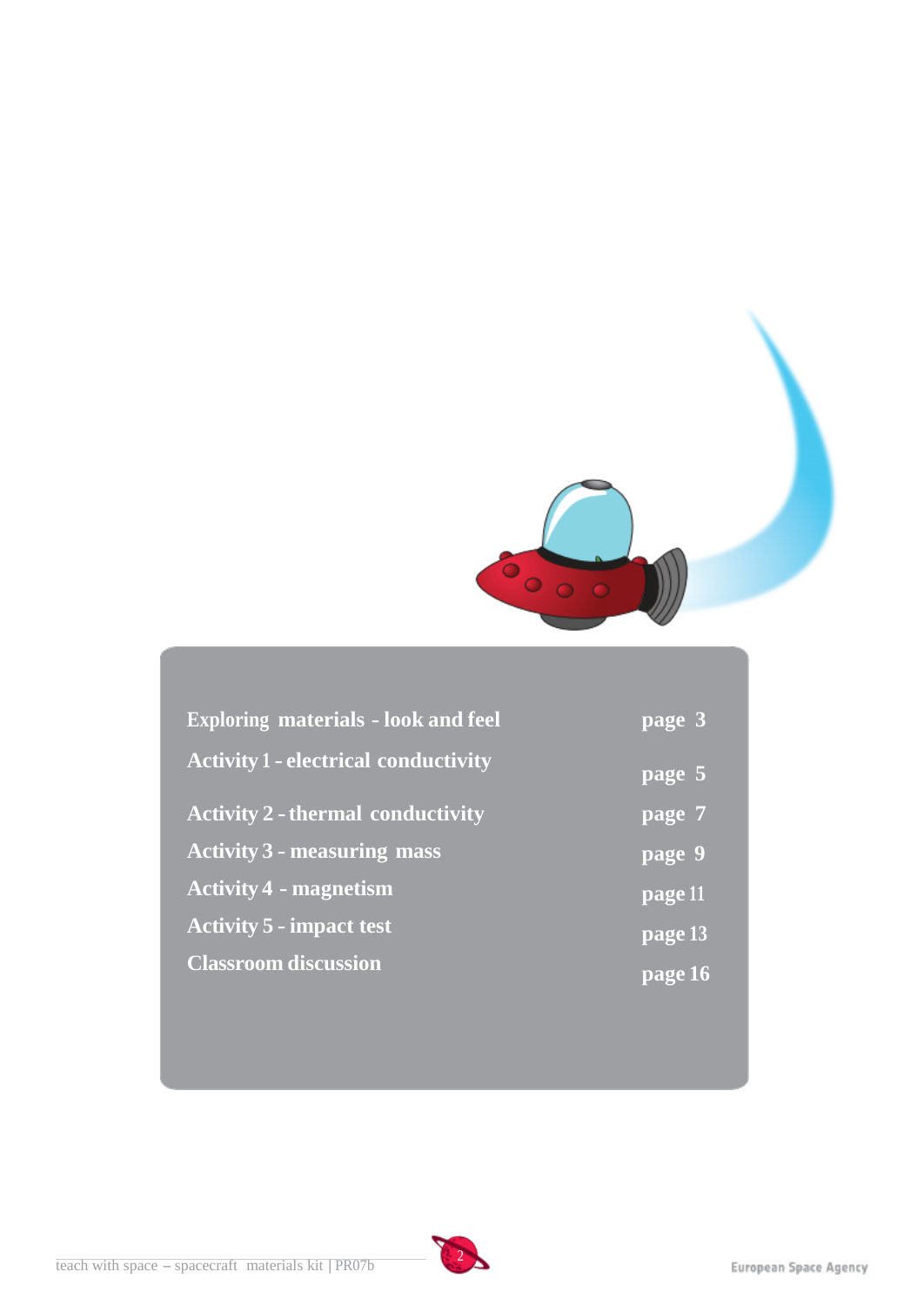| | |
|---|---|
| Exploring materials - look and feel | page 3 |
| Activity 1 - electrical conductivity | page 5 |
| Activity 2 - thermal conductivity | page 7 |
| Activity 3 - measuring mass | page 9 |
| Activity 4 - magnetism | page 11 |
| Activity 5 - impact test | page 13 |
| Classroom discussion | page 16 |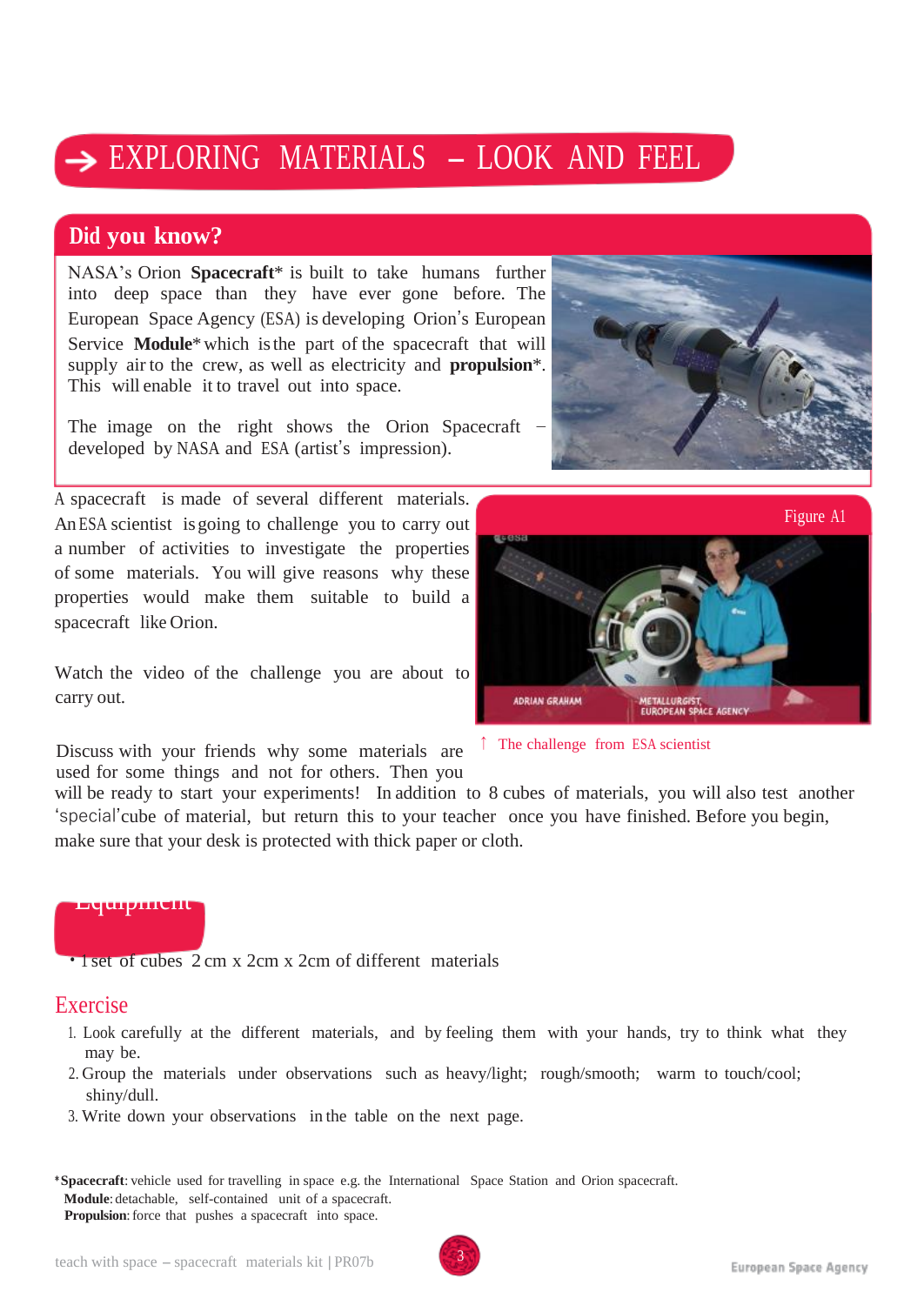# → EXPLORING MATERIALS – LOOK AND FEEL

## Did you know?

NASA's Orion **Spacecraft*** is built to take humans further into deep space than they have ever gone before. The European Space Agency (ESA) is developing Orion's European Service **Module*** which is the part of the spacecraft that will supply air to the crew, as well as electricity and **propulsion***. This will enable it to travel out into space.

The image on the right shows the Orion Spacecraft – developed by NASA and ESA (artist's impression).

A spacecraft is made of several different materials. An ESA scientist is going to challenge you to carry out a number of activities to investigate the properties of some materials. You will give reasons why these properties would make them suitable to build a spacecraft like Orion.

Watch the video of the challenge you are about to carry out.

Figure A1

↑ The challenge from ESA scientist

Discuss with your friends why some materials are used for some things and not for others. Then you will be ready to start your experiments! In addition to 8 cubes of materials, you will also test another 'special' cube of material, but return this to your teacher once you have finished. Before you begin, make sure that your desk is protected with thick paper or cloth.

## Equipment

- 1 set of cubes 2 cm x 2cm x 2cm of different materials

## Exercise

1. Look carefully at the different materials, and by feeling them with your hands, try to think what they may be.
2. Group the materials under observations such as heavy/light; rough/smooth; warm to touch/cool; shiny/dull.
3. Write down your observations in the table on the next page.

***Spacecraft**: vehicle used for travelling in space e.g. the International Space Station and Orion spacecraft.
**Module**: detachable, self-contained unit of a spacecraft.
**Propulsion**: force that pushes a spacecraft into space.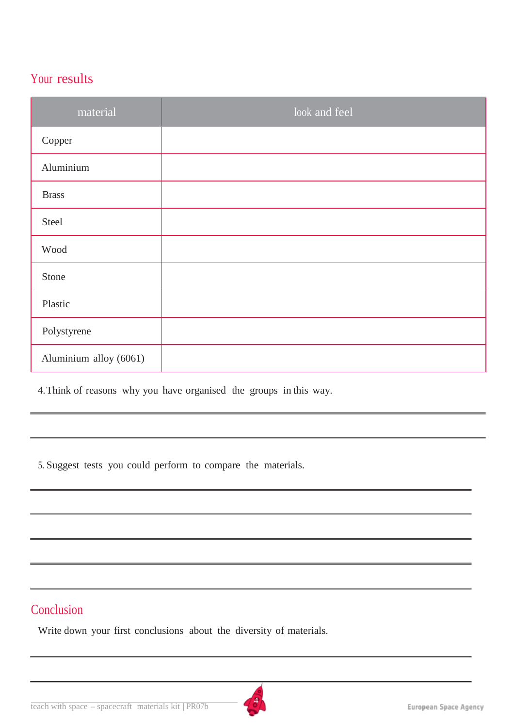## Your results

| material | look and feel |
|---|---|
| Copper | |
| Aluminium | |
| Brass | |
| Steel | |
| Wood | |
| Stone | |
| Plastic | |
| Polystyrene | |
| Aluminium alloy (6061) | |

4. Think of reasons why you have organised the groups in this way.

5. Suggest tests you could perform to compare the materials.

## Conclusion

Write down your first conclusions about the diversity of materials.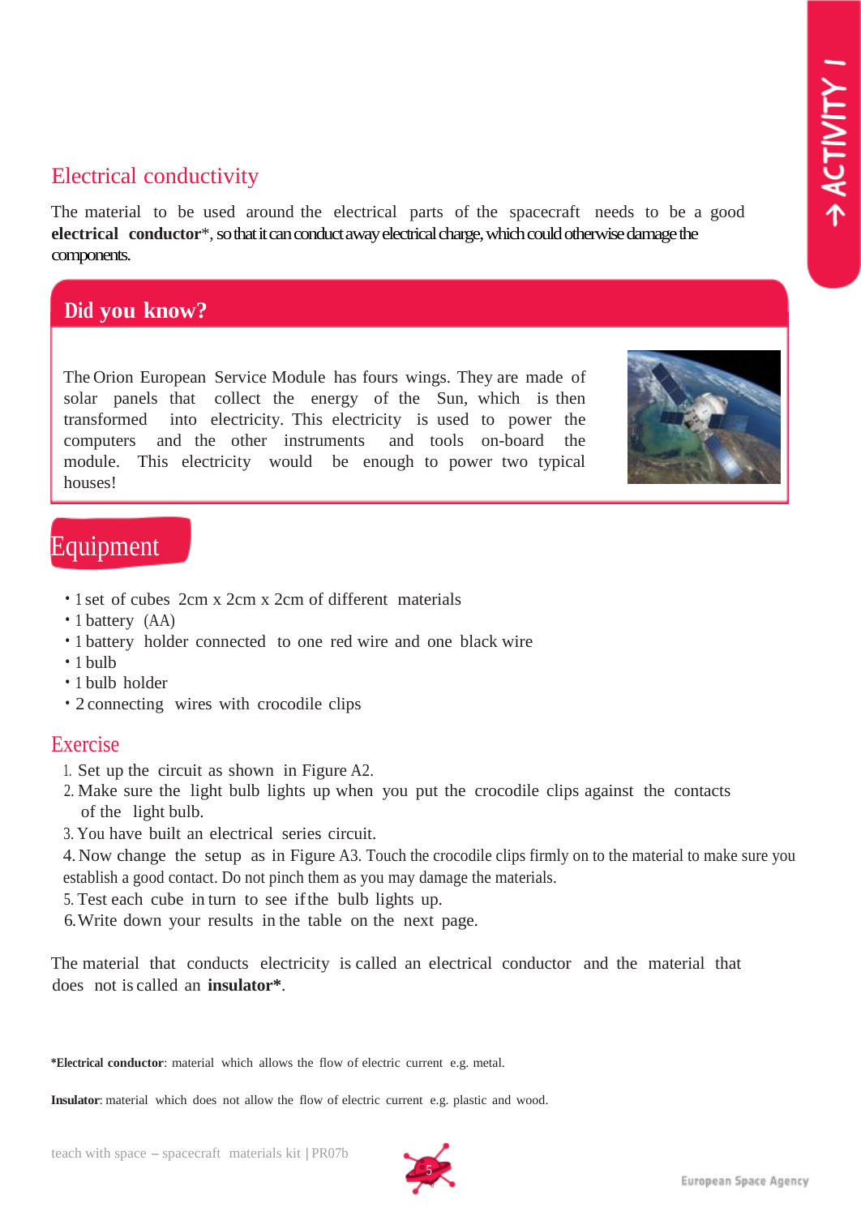## Electrical conductivity

The material to be used around the electrical parts of the spacecraft needs to be a good **electrical conductor***, so that it can conduct away electrical charge, which could otherwise damage the components.

### Did you know?

The Orion European Service Module has fours wings. They are made of solar panels that collect the energy of the Sun, which is then transformed into electricity. This electricity is used to power the computers and the other instruments and tools on-board the module. This electricity would be enough to power two typical houses!

## Equipment

- 1 set of cubes 2cm x 2cm x 2cm of different materials
- 1 battery (AA)
- 1 battery holder connected to one red wire and one black wire
- 1 bulb
- 1 bulb holder
- 2 connecting wires with crocodile clips

## Exercise

1. Set up the circuit as shown in Figure A2.
2. Make sure the light bulb lights up when you put the crocodile clips against the contacts of the light bulb.
3. You have built an electrical series circuit.
4. Now change the setup as in Figure A3. Touch the crocodile clips firmly on to the material to make sure you establish a good contact. Do not pinch them as you may damage the materials.
5. Test each cube in turn to see if the bulb lights up.
6. Write down your results in the table on the next page.

The material that conducts electricity is called an electrical conductor and the material that does not is called an **insulator***.

***Electrical conductor**: material which allows the flow of electric current e.g. metal.

**Insulator**: material which does not allow the flow of electric current e.g. plastic and wood.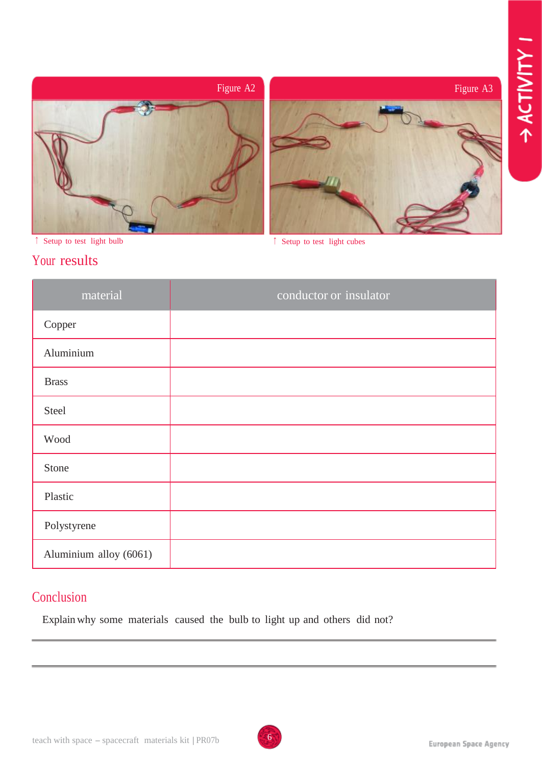Figure A2

↑ Setup to test light bulb

Figure A3

↑ Setup to test light cubes

## Your results

| material | conductor or insulator |
|---|---|
| Copper | |
| Aluminium | |
| Brass | |
| Steel | |
| Wood | |
| Stone | |
| Plastic | |
| Polystyrene | |
| Aluminium alloy (6061) | |

## Conclusion

Explain why some materials caused the bulb to light up and others did not?

---

---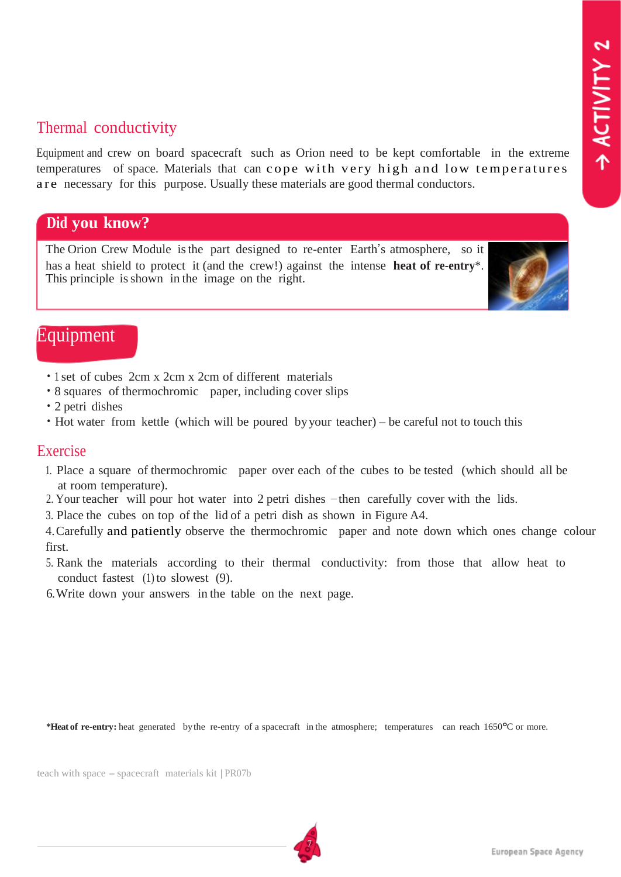## Thermal conductivity

Equipment and crew on board spacecraft such as Orion need to be kept comfortable in the extreme temperatures of space. Materials that can cope with very high and low temperatures are necessary for this purpose. Usually these materials are good thermal conductors.

### Did you know?

The Orion Crew Module is the part designed to re-enter Earth's atmosphere, so it has a heat shield to protect it (and the crew!) against the intense **heat of re-entry***. This principle is shown in the image on the right.

## Equipment

- 1 set of cubes 2cm x 2cm x 2cm of different materials
- 8 squares of thermochromic paper, including cover slips
- 2 petri dishes
- Hot water from kettle (which will be poured by your teacher) – be careful not to touch this

## Exercise

1. Place a square of thermochromic paper over each of the cubes to be tested (which should all be at room temperature).
2. Your teacher will pour hot water into 2 petri dishes – then carefully cover with the lids.
3. Place the cubes on top of the lid of a petri dish as shown in Figure A4.
4. Carefully and patiently observe the thermochromic paper and note down which ones change colour first.
5. Rank the materials according to their thermal conductivity: from those that allow heat to conduct fastest (1) to slowest (9).
6. Write down your answers in the table on the next page.

***Heat of re-entry:** heat generated by the re-entry of a spacecraft in the atmosphere; temperatures can reach 1650°C or more.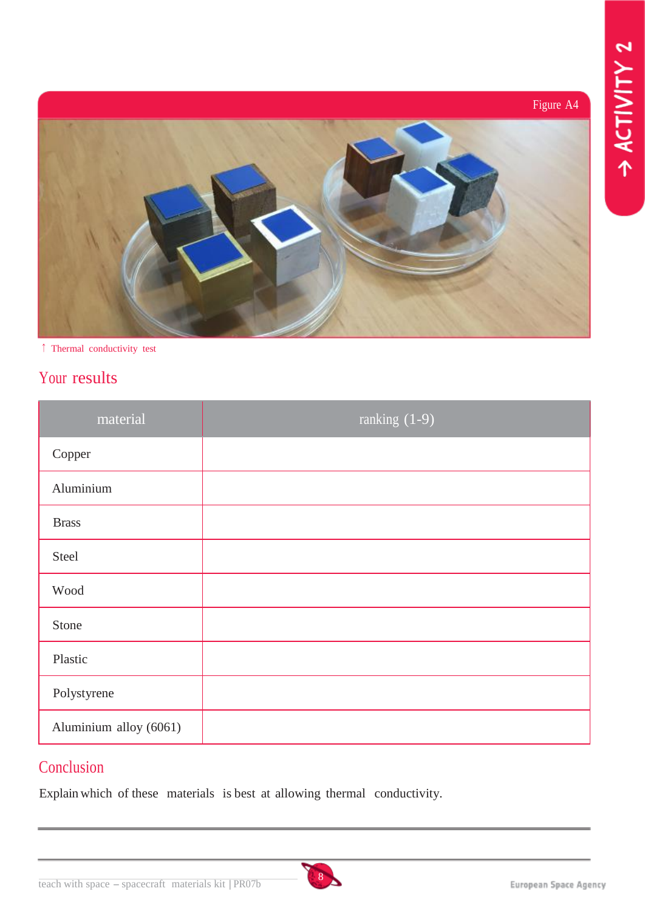Figure A4

↑ Thermal conductivity test

## Your results

| material | ranking (1-9) |
| --- | --- |
| Copper | |
| Aluminium | |
| Brass | |
| Steel | |
| Wood | |
| Stone | |
| Plastic | |
| Polystyrene | |
| Aluminium alloy (6061) | |

## Conclusion

Explain which of these materials is best at allowing thermal conductivity.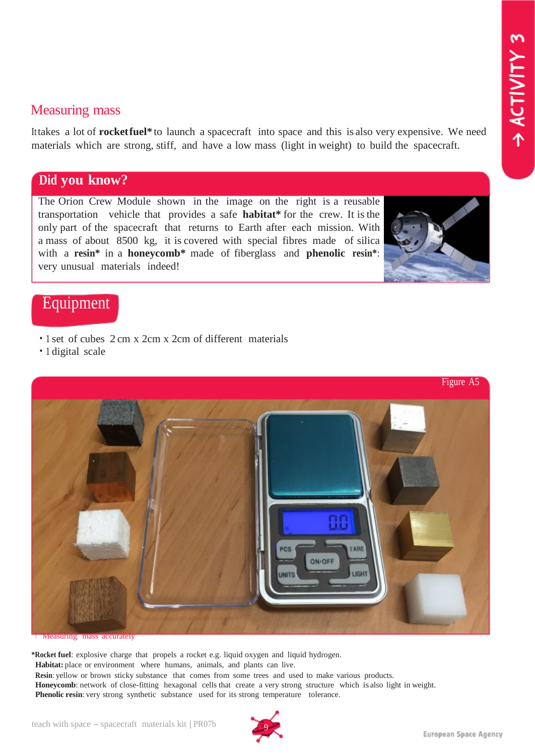## Measuring mass

It takes a lot of **rocket fuel*** to launch a spacecraft into space and this is also very expensive. We need materials which are strong, stiff, and have a low mass (light in weight) to build the spacecraft.

### Did you know?

The Orion Crew Module shown in the image on the right is a reusable transportation vehicle that provides a safe **habitat*** for the crew. It is the only part of the spacecraft that returns to Earth after each mission. With a mass of about 8500 kg, it is covered with special fibres made of silica with a **resin*** in a **honeycomb*** made of fiberglass and **phenolic resin***: very unusual materials indeed!

## Equipment

- 1 set of cubes 2 cm x 2cm x 2cm of different materials
- 1 digital scale

Figure A5

↑ Measuring mass accurately

***Rocket fuel**: explosive charge that propels a rocket e.g. liquid oxygen and liquid hydrogen.
**Habitat:** place or environment where humans, animals, and plants can live.
**Resin**: yellow or brown sticky substance that comes from some trees and used to make various products.
**Honeycomb**: network of close-fitting hexagonal cells that create a very strong structure which is also light in weight.
**Phenolic resin**: very strong synthetic substance used for its strong temperature tolerance.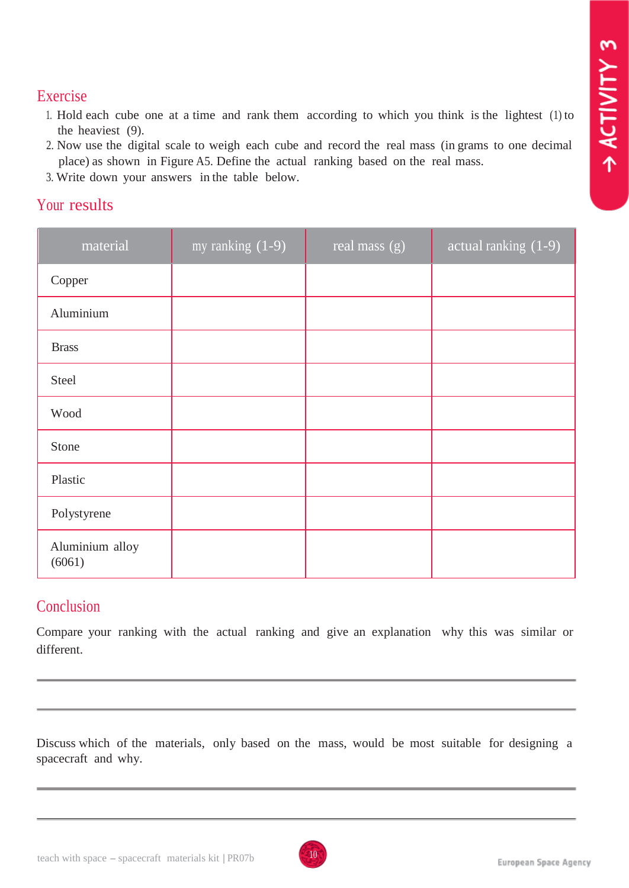## Exercise

1. Hold each cube one at a time and rank them according to which you think is the lightest (1) to the heaviest (9).
2. Now use the digital scale to weigh each cube and record the real mass (in grams to one decimal place) as shown in Figure A5. Define the actual ranking based on the real mass.
3. Write down your answers in the table below.

## Your results

| material | my ranking (1-9) | real mass (g) | actual ranking (1-9) |
|---|---|---|---|
| Copper | | | |
| Aluminium | | | |
| Brass | | | |
| Steel | | | |
| Wood | | | |
| Stone | | | |
| Plastic | | | |
| Polystyrene | | | |
| Aluminium alloy (6061) | | | |

## Conclusion

Compare your ranking with the actual ranking and give an explanation why this was similar or different.

---

---

Discuss which of the materials, only based on the mass, would be most suitable for designing a spacecraft and why.

---

---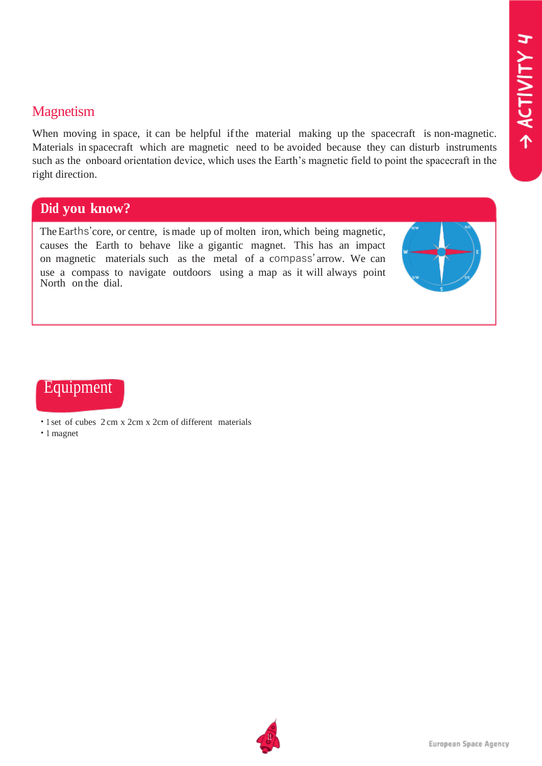## Magnetism

When moving in space, it can be helpful if the material making up the spacecraft is non-magnetic. Materials in spacecraft which are magnetic need to be avoided because they can disturb instruments such as the onboard orientation device, which uses the Earth's magnetic field to point the spacecraft in the right direction.

### Did you know?

The Earths'core, or centre, is made up of molten iron, which being magnetic, causes the Earth to behave like a gigantic magnet. This has an impact on magnetic materials such as the metal of a compass' arrow. We can use a compass to navigate outdoors using a map as it will always point North on the dial.

## Equipment

- 1 set of cubes 2 cm x 2cm x 2cm of different materials
- 1 magnet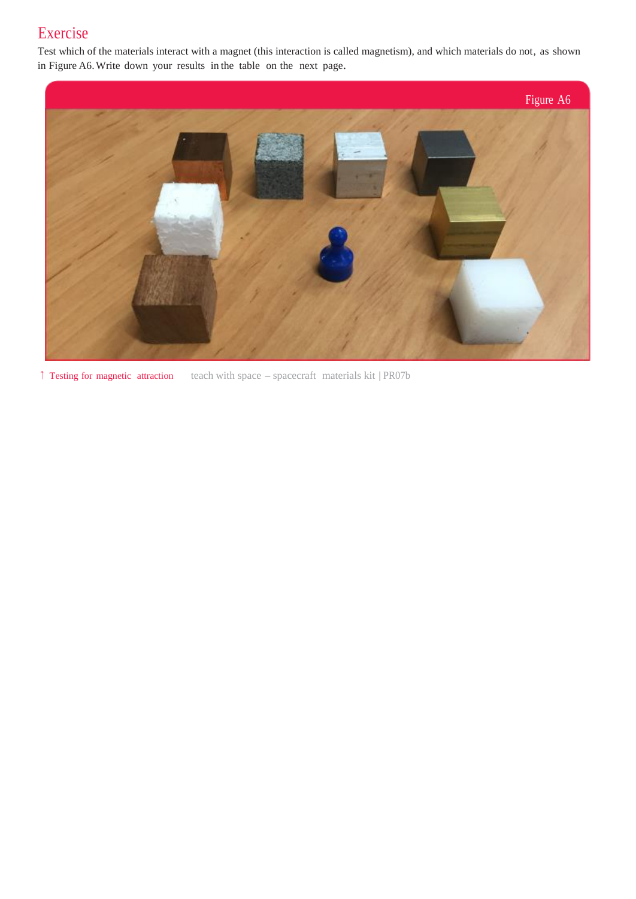## Exercise

Test which of the materials interact with a magnet (this interaction is called magnetism), and which materials do not, as shown in Figure A6. Write down your results in the table on the next page.

Figure A6

↑ Testing for magnetic attraction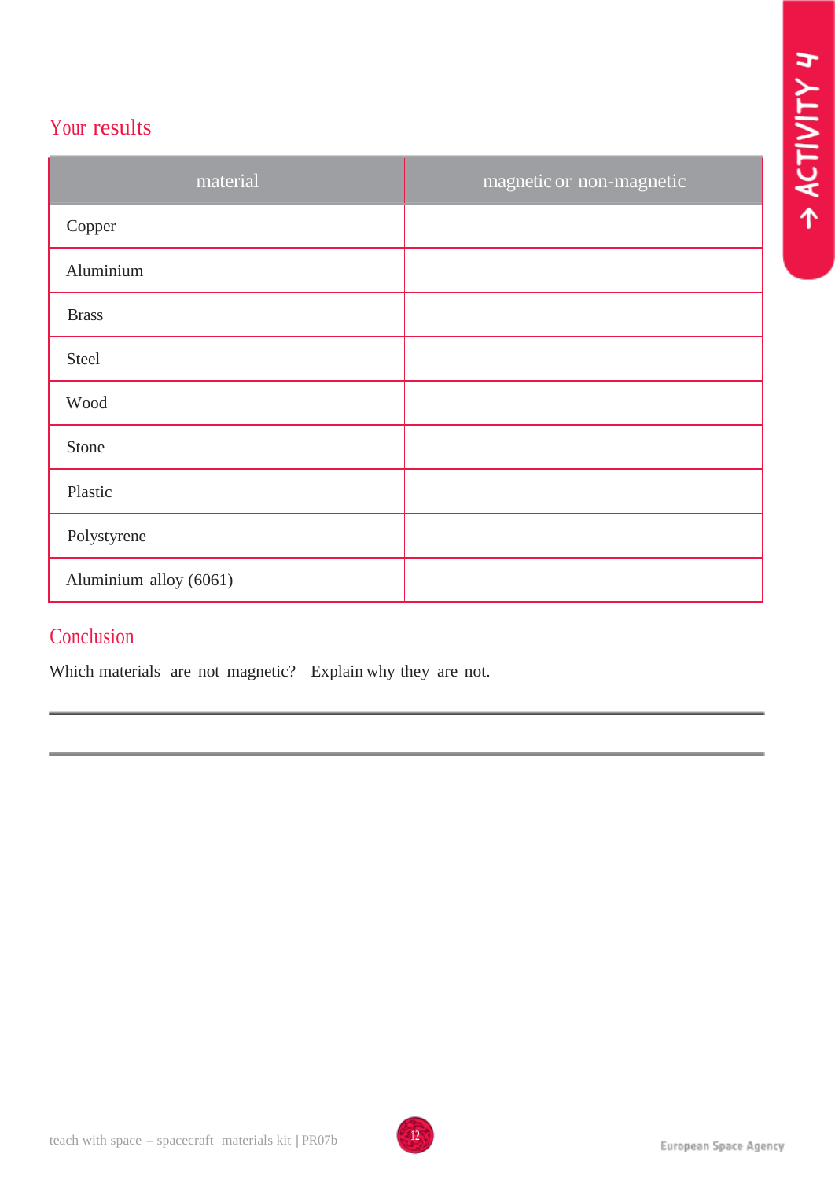## Your results

| material | magnetic or non-magnetic |
|---|---|
| Copper | |
| Aluminium | |
| Brass | |
| Steel | |
| Wood | |
| Stone | |
| Plastic | |
| Polystyrene | |
| Aluminium alloy (6061) | |

## Conclusion

Which materials are not magnetic? Explain why they are not.

___

___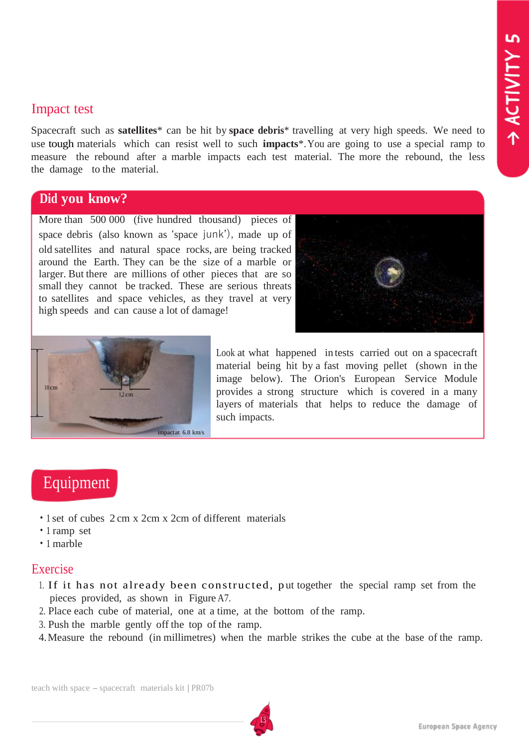## Impact test

Spacecraft such as **satellites*** can be hit by **space debris*** travelling at very high speeds. We need to use tough materials which can resist well to such **impacts***. You are going to use a special ramp to measure the rebound after a marble impacts each test material. The more the rebound, the less the damage to the material.

### Did you know?

More than 500 000 (five hundred thousand) pieces of space debris (also known as 'space junk'), made up of old satellites and natural space rocks, are being tracked around the Earth. They can be the size of a marble or larger. But there are millions of other pieces that are so small they cannot be tracked. These are serious threats to satellites and space vehicles, as they travel at very high speeds and can cause a lot of damage!

18 cm

1,2 cm

impact at 6.8 km/s

Look at what happened in tests carried out on a spacecraft material being hit by a fast moving pellet (shown in the image below). The Orion's European Service Module provides a strong structure which is covered in a many layers of materials that helps to reduce the damage of such impacts.

## Equipment

- 1 set of cubes 2 cm x 2cm x 2cm of different materials
- 1 ramp set
- 1 marble

## Exercise

1. If it has not already been constructed, put together the special ramp set from the pieces provided, as shown in Figure A7.
2. Place each cube of material, one at a time, at the bottom of the ramp.
3. Push the marble gently off the top of the ramp.
4. Measure the rebound (in millimetres) when the marble strikes the cube at the base of the ramp.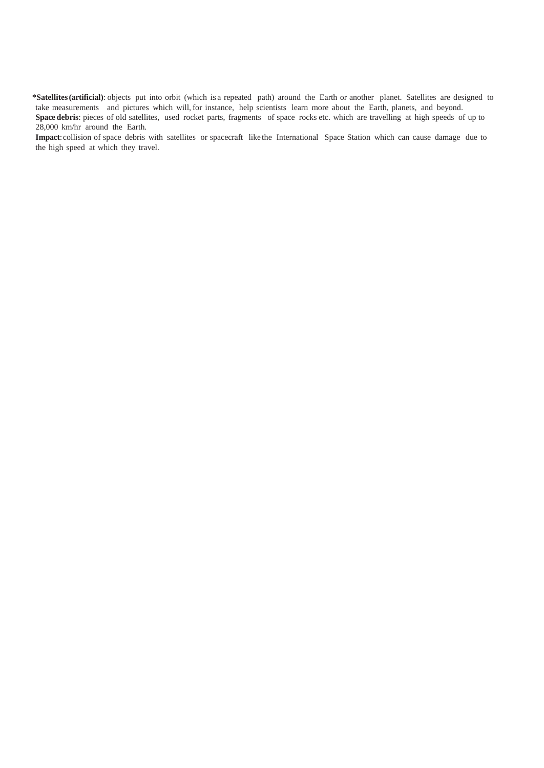***Satellites (artificial)**: objects put into orbit (which is a repeated path) around the Earth or another planet. Satellites are designed to take measurements and pictures which will, for instance, help scientists learn more about the Earth, planets, and beyond.

**Space debris**: pieces of old satellites, used rocket parts, fragments of space rocks etc. which are travelling at high speeds of up to 28,000 km/hr around the Earth.

**Impact**: collision of space debris with satellites or spacecraft like the International Space Station which can cause damage due to the high speed at which they travel.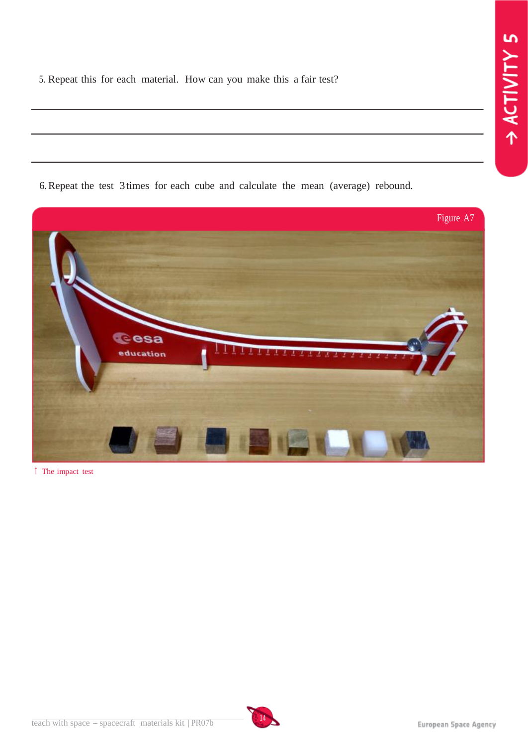5. Repeat this for each material. How can you make this a fair test?

______________________________________________________________________

______________________________________________________________________

6. Repeat the test 3 times for each cube and calculate the mean (average) rebound.

Figure A7

↑ The impact test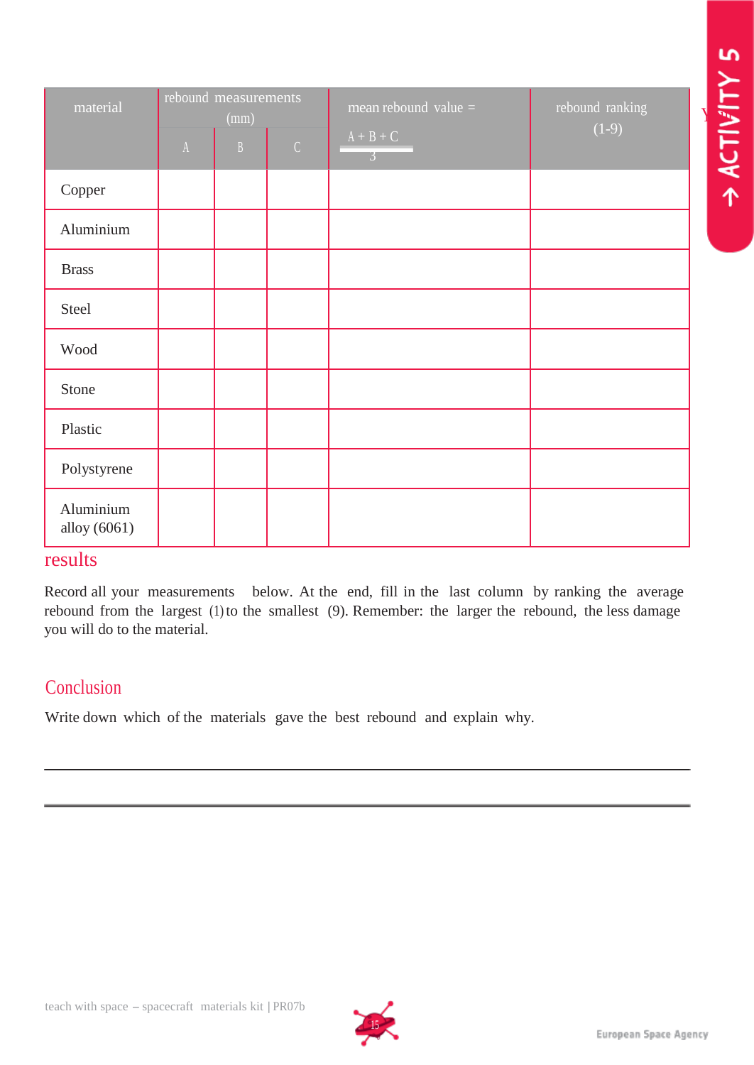| material | rebound measurements (mm) | | | mean rebound value = $\frac{A+B+C}{3}$ | rebound ranking (1-9) |
|---|---|---|---|---|---|
| | A | B | C | | |
| Copper | | | | | |
| Aluminium | | | | | |
| Brass | | | | | |
| Steel | | | | | |
| Wood | | | | | |
| Stone | | | | | |
| Plastic | | | | | |
| Polystyrene | | | | | |
| Aluminium alloy (6061) | | | | | |

## results

Record all your measurements below. At the end, fill in the last column by ranking the average rebound from the largest (1) to the smallest (9). Remember: the larger the rebound, the less damage you will do to the material.

## Conclusion

Write down which of the materials gave the best rebound and explain why.

---

---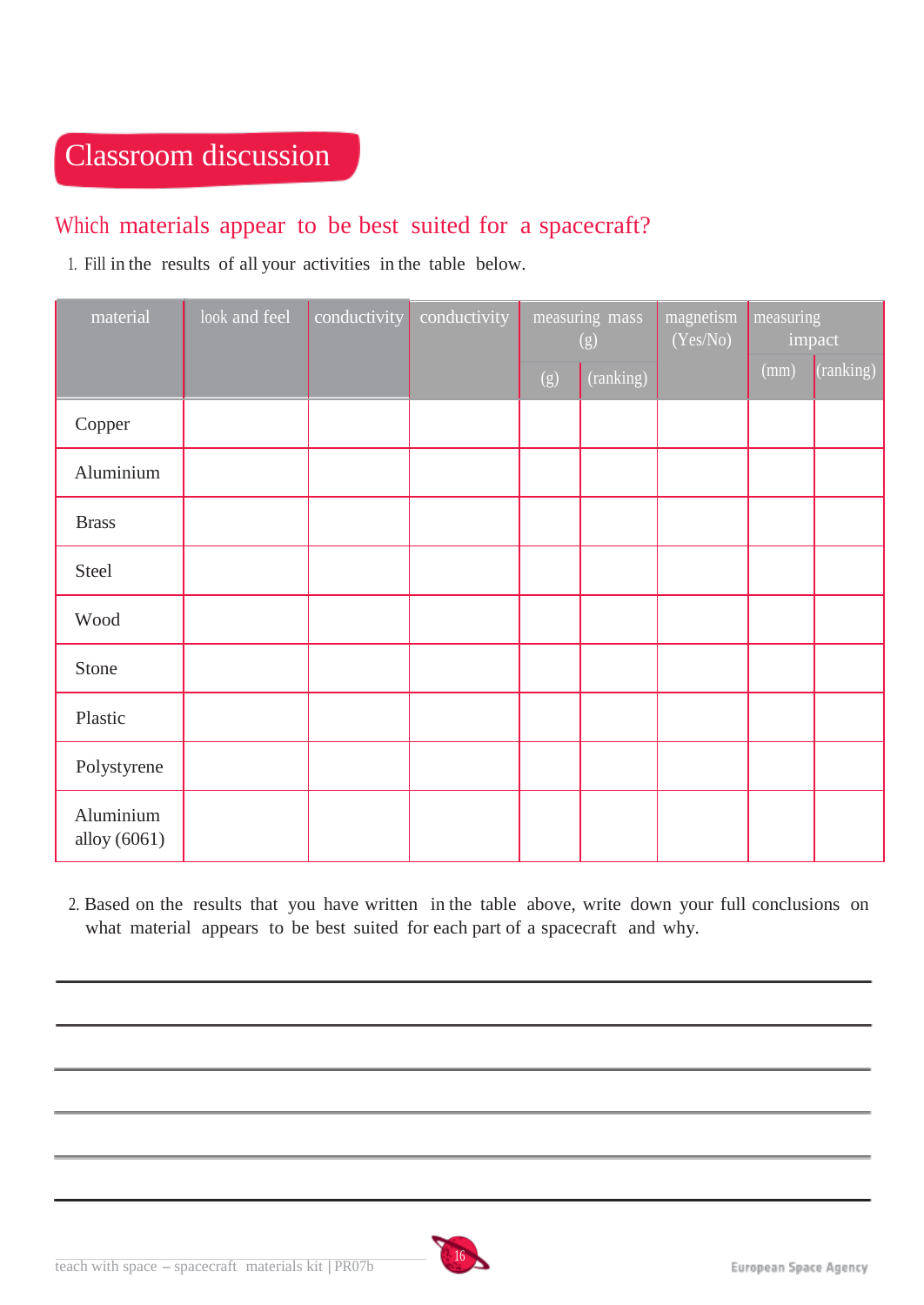# Classroom discussion

## Which materials appear to be best suited for a spacecraft?

1. Fill in the results of all your activities in the table below.

| material | look and feel | conductivity | conductivity | measuring mass (g) | | magnetism (Yes/No) | measuring impact | |
|---|---|---|---|---|---|---|---|---|
| | | | | (g) | (ranking) | | (mm) | (ranking) |
| Copper | | | | | | | | |
| Aluminium | | | | | | | | |
| Brass | | | | | | | | |
| Steel | | | | | | | | |
| Wood | | | | | | | | |
| Stone | | | | | | | | |
| Plastic | | | | | | | | |
| Polystyrene | | | | | | | | |
| Aluminium alloy (6061) | | | | | | | | |

2. Based on the results that you have written in the table above, write down your full conclusions on what material appears to be best suited for each part of a spacecraft and why.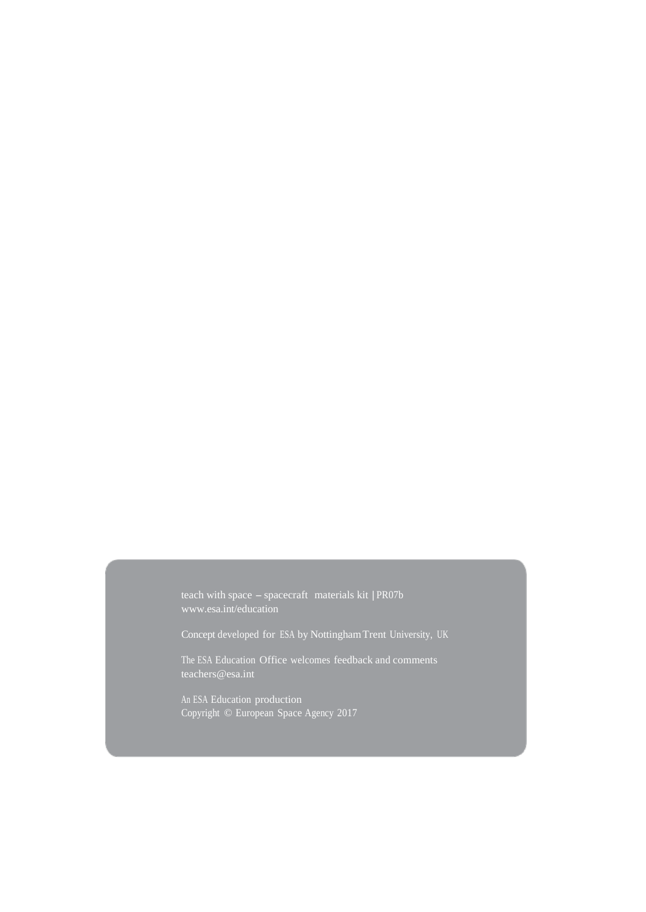teach with space – spacecraft materials kit | PR07b
www.esa.int/education

Concept developed for ESA by Nottingham Trent University, UK

The ESA Education Office welcomes feedback and comments
teachers@esa.int

An ESA Education production
Copyright © European Space Agency 2017